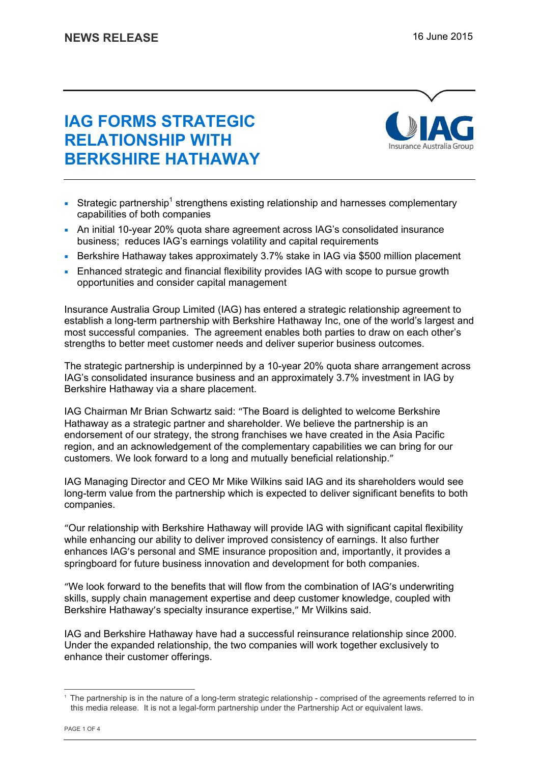NEWS RELEASE

16 June 2015

# IAG FORMS STRATEGIC RELATIONSHIP WITH BERKSHIRE HATHAWAY

- Strategic partnership[1] strengthens existing relationship and harnesses complementary capabilities of both companies
- An initial 10-year 20% quota share agreement across IAG's consolidated insurance business; reduces IAG's earnings volatility and capital requirements
- Berkshire Hathaway takes approximately 3.7% stake in IAG via $500 million placement
- Enhanced strategic and financial flexibility provides IAG with scope to pursue growth opportunities and consider capital management

Insurance Australia Group Limited (IAG) has entered a strategic relationship agreement to establish a long-term partnership with Berkshire Hathaway Inc, one of the world's largest and most successful companies. The agreement enables both parties to draw on each other's strengths to better meet customer needs and deliver superior business outcomes.

The strategic partnership is underpinned by a 10-year 20% quota share arrangement across IAG's consolidated insurance business and an approximately 3.7% investment in IAG by Berkshire Hathaway via a share placement.

IAG Chairman Mr Brian Schwartz said: "The Board is delighted to welcome Berkshire Hathaway as a strategic partner and shareholder. We believe the partnership is an endorsement of our strategy, the strong franchises we have created in the Asia Pacific region, and an acknowledgement of the complementary capabilities we can bring for our customers. We look forward to a long and mutually beneficial relationship."

IAG Managing Director and CEO Mr Mike Wilkins said IAG and its shareholders would see long-term value from the partnership which is expected to deliver significant benefits to both companies.

"Our relationship with Berkshire Hathaway will provide IAG with significant capital flexibility while enhancing our ability to deliver improved consistency of earnings. It also further enhances IAG's personal and SME insurance proposition and, importantly, it provides a springboard for future business innovation and development for both companies.

"We look forward to the benefits that will flow from the combination of IAG's underwriting skills, supply chain management expertise and deep customer knowledge, coupled with Berkshire Hathaway's specialty insurance expertise," Mr Wilkins said.

IAG and Berkshire Hathaway have had a successful reinsurance relationship since 2000. Under the expanded relationship, the two companies will work together exclusively to enhance their customer offerings.

[1] The partnership is in the nature of a long-term strategic relationship - comprised of the agreements referred to in this media release. It is not a legal-form partnership under the Partnership Act or equivalent laws.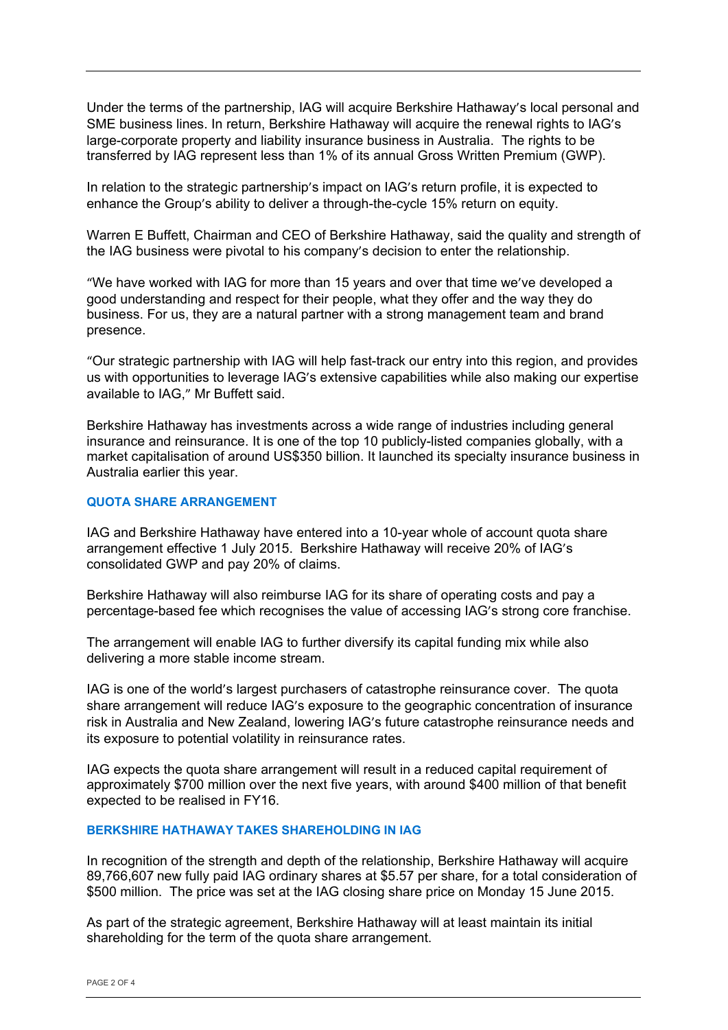Under the terms of the partnership, IAG will acquire Berkshire Hathaway's local personal and SME business lines. In return, Berkshire Hathaway will acquire the renewal rights to IAG's large-corporate property and liability insurance business in Australia. The rights to be transferred by IAG represent less than 1% of its annual Gross Written Premium (GWP).

In relation to the strategic partnership's impact on IAG's return profile, it is expected to enhance the Group's ability to deliver a through-the-cycle 15% return on equity.

Warren E Buffett, Chairman and CEO of Berkshire Hathaway, said the quality and strength of the IAG business were pivotal to his company's decision to enter the relationship.

"We have worked with IAG for more than 15 years and over that time we've developed a good understanding and respect for their people, what they offer and the way they do business. For us, they are a natural partner with a strong management team and brand presence.

"Our strategic partnership with IAG will help fast-track our entry into this region, and provides us with opportunities to leverage IAG's extensive capabilities while also making our expertise available to IAG," Mr Buffett said.

Berkshire Hathaway has investments across a wide range of industries including general insurance and reinsurance. It is one of the top 10 publicly-listed companies globally, with a market capitalisation of around US$350 billion. It launched its specialty insurance business in Australia earlier this year.

## QUOTA SHARE ARRANGEMENT

IAG and Berkshire Hathaway have entered into a 10-year whole of account quota share arrangement effective 1 July 2015. Berkshire Hathaway will receive 20% of IAG's consolidated GWP and pay 20% of claims.

Berkshire Hathaway will also reimburse IAG for its share of operating costs and pay a percentage-based fee which recognises the value of accessing IAG's strong core franchise.

The arrangement will enable IAG to further diversify its capital funding mix while also delivering a more stable income stream.

IAG is one of the world's largest purchasers of catastrophe reinsurance cover. The quota share arrangement will reduce IAG's exposure to the geographic concentration of insurance risk in Australia and New Zealand, lowering IAG's future catastrophe reinsurance needs and its exposure to potential volatility in reinsurance rates.

IAG expects the quota share arrangement will result in a reduced capital requirement of approximately $700 million over the next five years, with around $400 million of that benefit expected to be realised in FY16.

## BERKSHIRE HATHAWAY TAKES SHAREHOLDING IN IAG

In recognition of the strength and depth of the relationship, Berkshire Hathaway will acquire 89,766,607 new fully paid IAG ordinary shares at $5.57 per share, for a total consideration of $500 million. The price was set at the IAG closing share price on Monday 15 June 2015.

As part of the strategic agreement, Berkshire Hathaway will at least maintain its initial shareholding for the term of the quota share arrangement.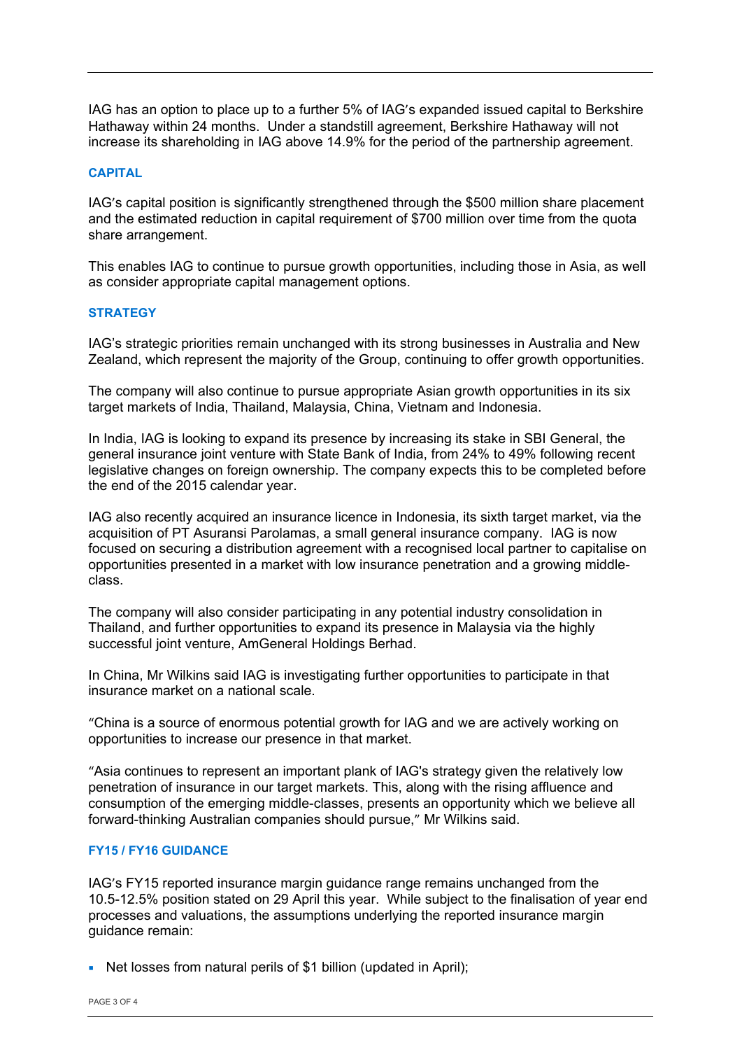IAG has an option to place up to a further 5% of IAG's expanded issued capital to Berkshire Hathaway within 24 months. Under a standstill agreement, Berkshire Hathaway will not increase its shareholding in IAG above 14.9% for the period of the partnership agreement.

## CAPITAL

IAG's capital position is significantly strengthened through the $500 million share placement and the estimated reduction in capital requirement of $700 million over time from the quota share arrangement.

This enables IAG to continue to pursue growth opportunities, including those in Asia, as well as consider appropriate capital management options.

## STRATEGY

IAG's strategic priorities remain unchanged with its strong businesses in Australia and New Zealand, which represent the majority of the Group, continuing to offer growth opportunities.

The company will also continue to pursue appropriate Asian growth opportunities in its six target markets of India, Thailand, Malaysia, China, Vietnam and Indonesia.

In India, IAG is looking to expand its presence by increasing its stake in SBI General, the general insurance joint venture with State Bank of India, from 24% to 49% following recent legislative changes on foreign ownership. The company expects this to be completed before the end of the 2015 calendar year.

IAG also recently acquired an insurance licence in Indonesia, its sixth target market, via the acquisition of PT Asuransi Parolamas, a small general insurance company. IAG is now focused on securing a distribution agreement with a recognised local partner to capitalise on opportunities presented in a market with low insurance penetration and a growing middle-class.

The company will also consider participating in any potential industry consolidation in Thailand, and further opportunities to expand its presence in Malaysia via the highly successful joint venture, AmGeneral Holdings Berhad.

In China, Mr Wilkins said IAG is investigating further opportunities to participate in that insurance market on a national scale.

"China is a source of enormous potential growth for IAG and we are actively working on opportunities to increase our presence in that market.

"Asia continues to represent an important plank of IAG's strategy given the relatively low penetration of insurance in our target markets. This, along with the rising affluence and consumption of the emerging middle-classes, presents an opportunity which we believe all forward-thinking Australian companies should pursue," Mr Wilkins said.

## FY15 / FY16 GUIDANCE

IAG's FY15 reported insurance margin guidance range remains unchanged from the 10.5-12.5% position stated on 29 April this year. While subject to the finalisation of year end processes and valuations, the assumptions underlying the reported insurance margin guidance remain:

- Net losses from natural perils of $1 billion (updated in April);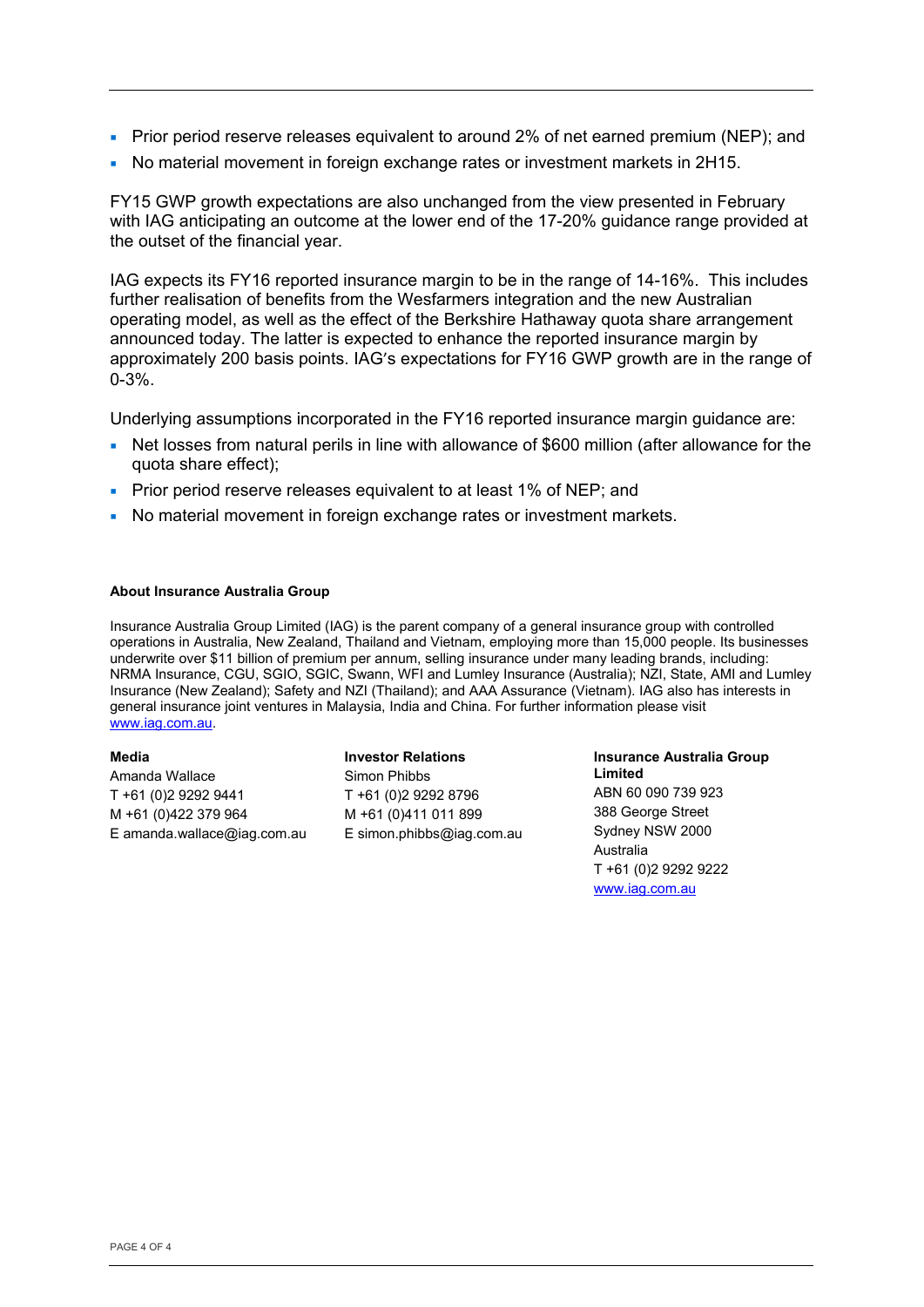- Prior period reserve releases equivalent to around 2% of net earned premium (NEP); and
- No material movement in foreign exchange rates or investment markets in 2H15.

FY15 GWP growth expectations are also unchanged from the view presented in February with IAG anticipating an outcome at the lower end of the 17-20% guidance range provided at the outset of the financial year.

IAG expects its FY16 reported insurance margin to be in the range of 14-16%. This includes further realisation of benefits from the Wesfarmers integration and the new Australian operating model, as well as the effect of the Berkshire Hathaway quota share arrangement announced today. The latter is expected to enhance the reported insurance margin by approximately 200 basis points. IAG's expectations for FY16 GWP growth are in the range of 0-3%.

Underlying assumptions incorporated in the FY16 reported insurance margin guidance are:

- Net losses from natural perils in line with allowance of $600 million (after allowance for the quota share effect);
- Prior period reserve releases equivalent to at least 1% of NEP; and
- No material movement in foreign exchange rates or investment markets.

**About Insurance Australia Group**

Insurance Australia Group Limited (IAG) is the parent company of a general insurance group with controlled operations in Australia, New Zealand, Thailand and Vietnam, employing more than 15,000 people. Its businesses underwrite over $11 billion of premium per annum, selling insurance under many leading brands, including: NRMA Insurance, CGU, SGIO, SGIC, Swann, WFI and Lumley Insurance (Australia); NZI, State, AMI and Lumley Insurance (New Zealand); Safety and NZI (Thailand); and AAA Assurance (Vietnam). IAG also has interests in general insurance joint ventures in Malaysia, India and China. For further information please visit www.iag.com.au.

**Media**
Amanda Wallace
T +61 (0)2 9292 9441
M +61 (0)422 379 964
E amanda.wallace@iag.com.au

**Investor Relations**
Simon Phibbs
T +61 (0)2 9292 8796
M +61 (0)411 011 899
E simon.phibbs@iag.com.au

**Insurance Australia Group Limited**
ABN 60 090 739 923
388 George Street
Sydney NSW 2000
Australia
T +61 (0)2 9292 9222
www.iag.com.au